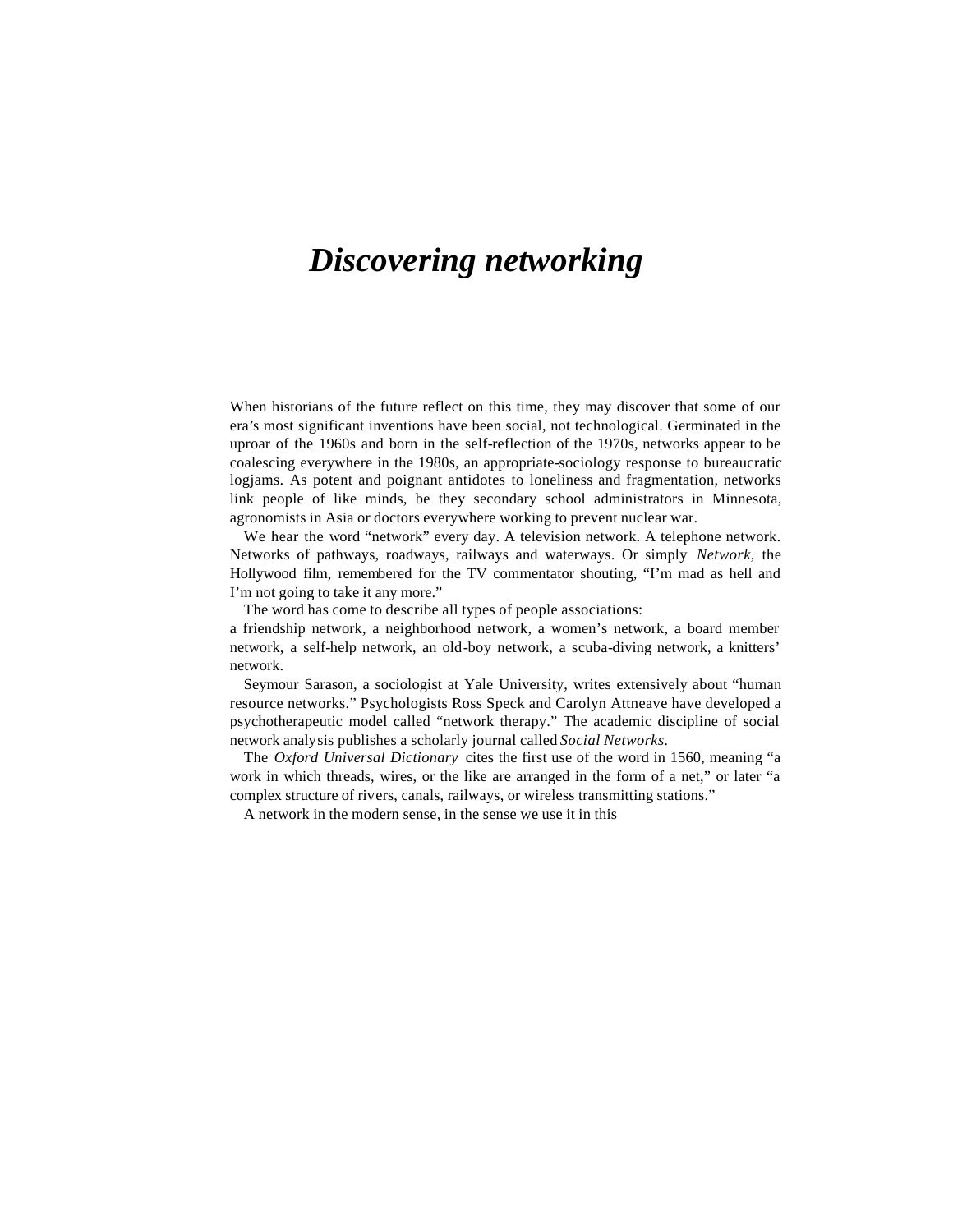# *Discovering networking*

When historians of the future reflect on this time, they may discover that some of our era's most significant inventions have been social, not technological. Germinated in the uproar of the 1960s and born in the self-reflection of the 1970s, networks appear to be coalescing everywhere in the 1980s, an appropriate-sociology response to bureaucratic logjams. As potent and poignant antidotes to loneliness and fragmentation, networks link people of like minds, be they secondary school administrators in Minnesota, agronomists in Asia or doctors everywhere working to prevent nuclear war.

We hear the word "network" every day. A television network. A telephone network. Networks of pathways, roadways, railways and waterways. Or simply *Network*, the Hollywood film, remembered for the TV commentator shouting, "I'm mad as hell and I'm not going to take it any more."

The word has come to describe all types of people associations:
a friendship network, a neighborhood network, a women's network, a board member network, a self-help network, an old-boy network, a scuba-diving network, a knitters' network.

Seymour Sarason, a sociologist at Yale University, writes extensively about "human resource networks." Psychologists Ross Speck and Carolyn Attneave have developed a psychotherapeutic model called "network therapy." The academic discipline of social network analysis publishes a scholarly journal called *Social Networks*.

The *Oxford Universal Dictionary* cites the first use of the word in 1560, meaning "a work in which threads, wires, or the like are arranged in the form of a net," or later "a complex structure of rivers, canals, railways, or wireless transmitting stations."

A network in the modern sense, in the sense we use it in this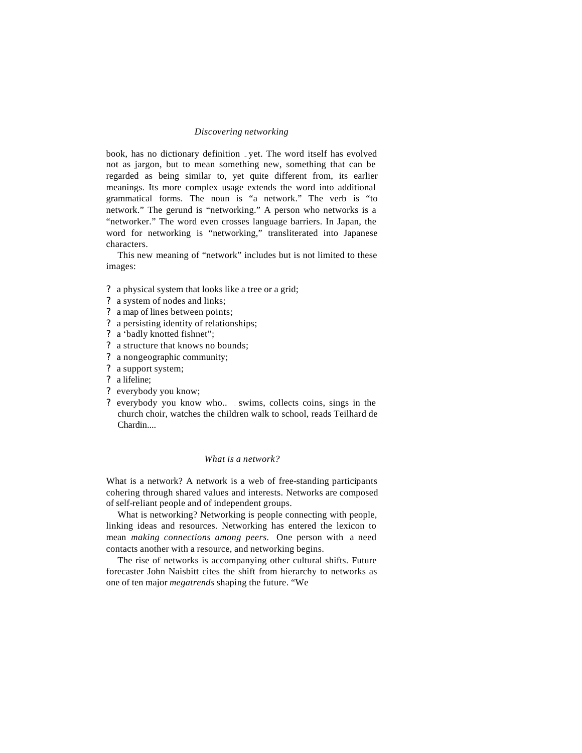book, has no dictionary definition – yet. The word itself has evolved not as jargon, but to mean something new, something that can be regarded as being similar to, yet quite different from, its earlier meanings. Its more complex usage extends the word into additional grammatical forms. The noun is "a network." The verb is "to network." The gerund is "networking." A person who networks is a "networker." The word even crosses language barriers. In Japan, the word for networking is "networking," transliterated into Japanese characters.

This new meaning of "network" includes but is not limited to these images:

- a physical system that looks like a tree or a grid;
- a system of nodes and links;
- a map of lines between points;
- a persisting identity of relationships;
- a 'badly knotted fishnet";
- a structure that knows no bounds;
- a nongeographic community;
- a support system;
- a lifeline;
- everybody you know;
- everybody you know who... swims, collects coins, sings in the church choir, watches the children walk to school, reads Teilhard de Chardin....

## *What is a network?*

What is a network? A network is a web of free-standing participants cohering through shared values and interests. Networks are composed of self-reliant people and of independent groups.

What is networking? Networking is people connecting with people, linking ideas and resources. Networking has entered the lexicon to mean *making connections among peers*. One person with a need contacts another with a resource, and networking begins.

The rise of networks is accompanying other cultural shifts. Future forecaster John Naisbitt cites the shift from hierarchy to networks as one of ten major *megatrends* shaping the future. "We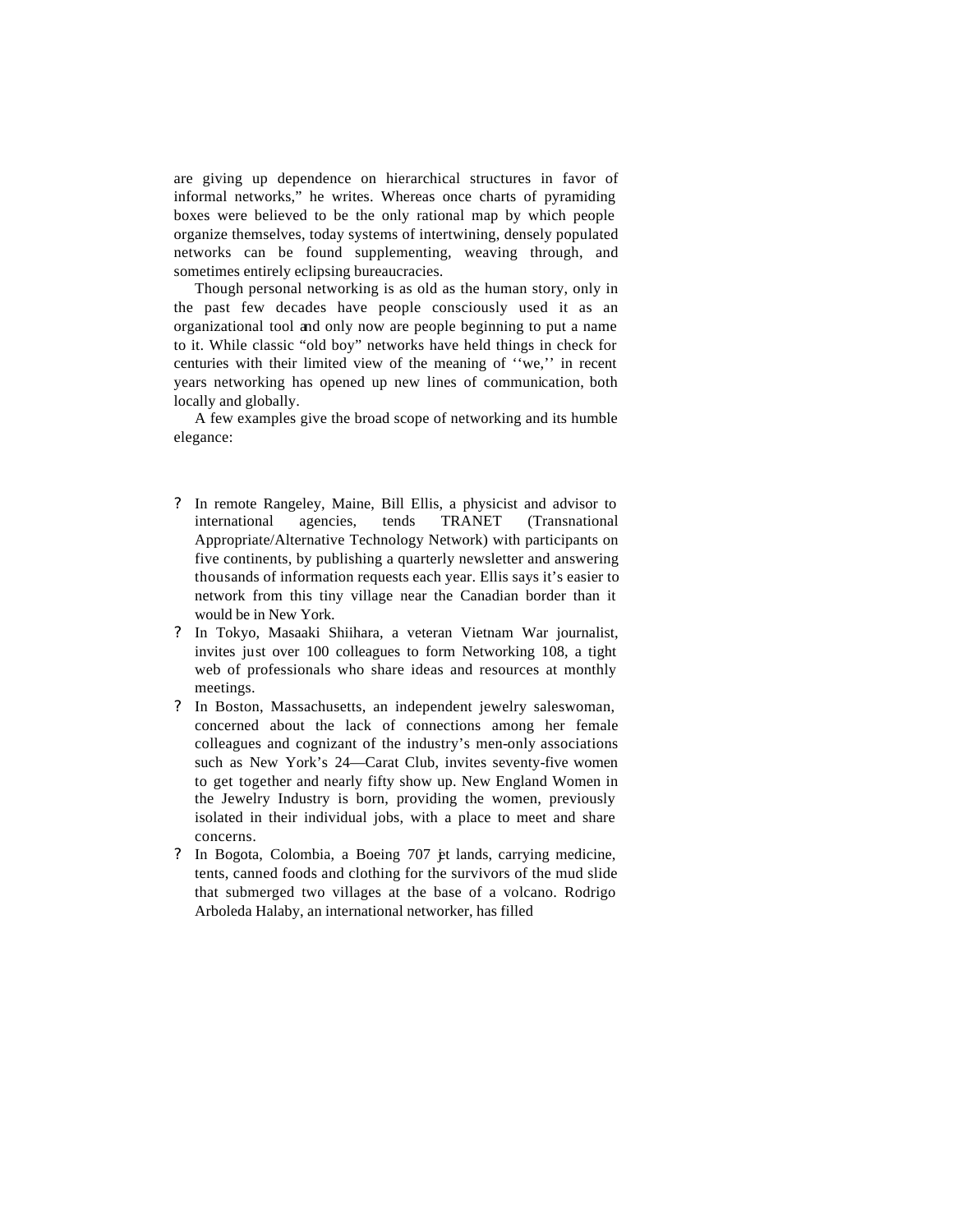are giving up dependence on hierarchical structures in favor of informal networks," he writes. Whereas once charts of pyramiding boxes were believed to be the only rational map by which people organize themselves, today systems of intertwining, densely populated networks can be found supplementing, weaving through, and sometimes entirely eclipsing bureaucracies.

Though personal networking is as old as the human story, only in the past few decades have people consciously used it as an organizational tool and only now are people beginning to put a name to it. While classic "old boy" networks have held things in check for centuries with their limited view of the meaning of ''we,'' in recent years networking has opened up new lines of communication, both locally and globally.

A few examples give the broad scope of networking and its humble elegance:

- In remote Rangeley, Maine, Bill Ellis, a physicist and advisor to international agencies, tends TRANET (Transnational Appropriate/Alternative Technology Network) with participants on five continents, by publishing a quarterly newsletter and answering thousands of information requests each year. Ellis says it's easier to network from this tiny village near the Canadian border than it would be in New York.
- In Tokyo, Masaaki Shiihara, a veteran Vietnam War journalist, invites just over 100 colleagues to form Networking 108, a tight web of professionals who share ideas and resources at monthly meetings.
- In Boston, Massachusetts, an independent jewelry saleswoman, concerned about the lack of connections among her female colleagues and cognizant of the industry's men-only associations such as New York's 24—Carat Club, invites seventy-five women to get together and nearly fifty show up. New England Women in the Jewelry Industry is born, providing the women, previously isolated in their individual jobs, with a place to meet and share concerns.
- In Bogota, Colombia, a Boeing 707 jet lands, carrying medicine, tents, canned foods and clothing for the survivors of the mud slide that submerged two villages at the base of a volcano. Rodrigo Arboleda Halaby, an international networker, has filled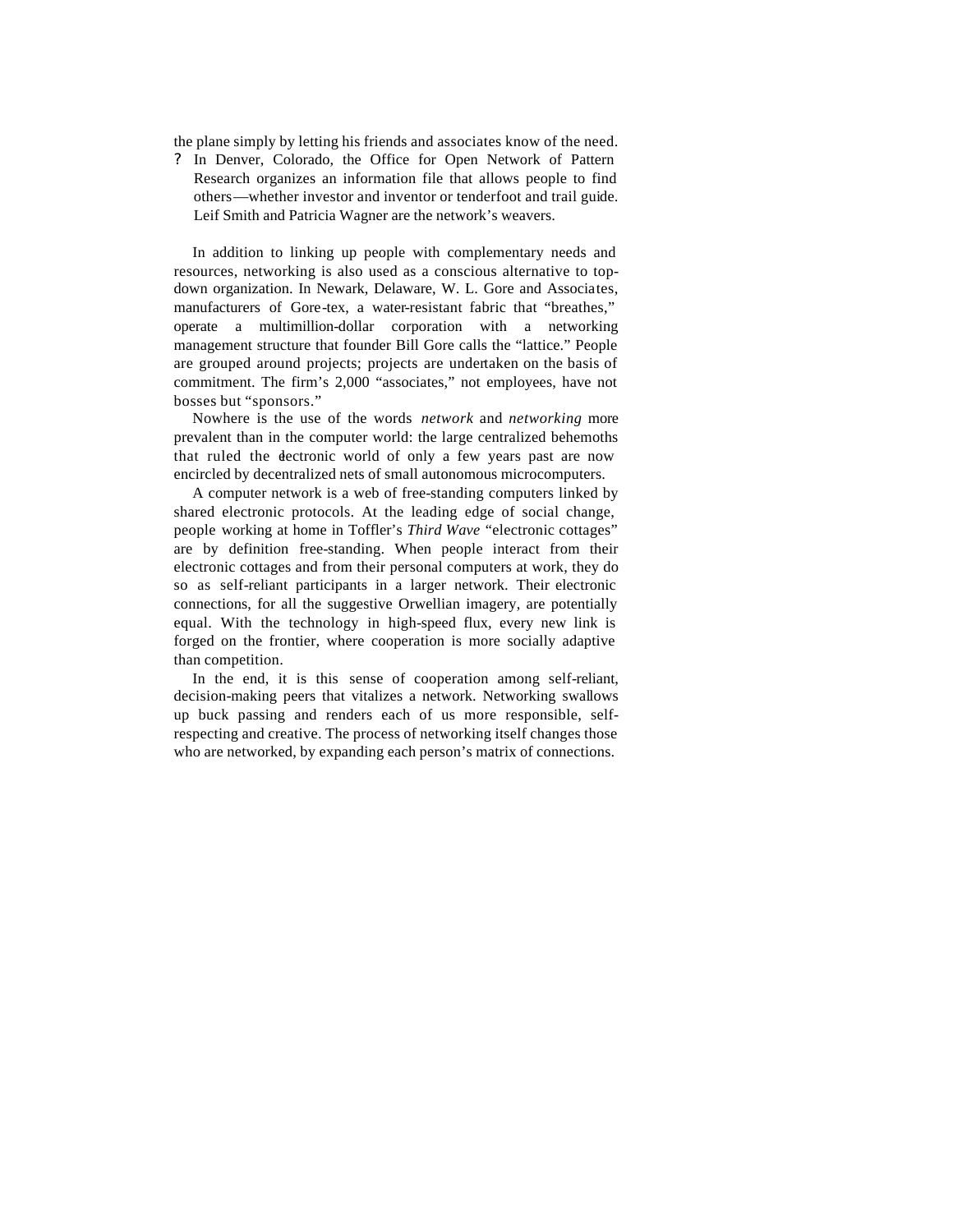the plane simply by letting his friends and associates know of the need.

? In Denver, Colorado, the Office for Open Network of Pattern Research organizes an information file that allows people to find others—whether investor and inventor or tenderfoot and trail guide. Leif Smith and Patricia Wagner are the network's weavers.

In addition to linking up people with complementary needs and resources, networking is also used as a conscious alternative to top-down organization. In Newark, Delaware, W. L. Gore and Associates, manufacturers of Gore-tex, a water-resistant fabric that "breathes," operate a multimillion-dollar corporation with a networking management structure that founder Bill Gore calls the "lattice." People are grouped around projects; projects are undertaken on the basis of commitment. The firm's 2,000 "associates," not employees, have not bosses but "sponsors."

Nowhere is the use of the words *network* and *networking* more prevalent than in the computer world: the large centralized behemoths that ruled the electronic world of only a few years past are now encircled by decentralized nets of small autonomous microcomputers.

A computer network is a web of free-standing computers linked by shared electronic protocols. At the leading edge of social change, people working at home in Toffler's *Third Wave* "electronic cottages" are by definition free-standing. When people interact from their electronic cottages and from their personal computers at work, they do so as self-reliant participants in a larger network. Their electronic connections, for all the suggestive Orwellian imagery, are potentially equal. With the technology in high-speed flux, every new link is forged on the frontier, where cooperation is more socially adaptive than competition.

In the end, it is this sense of cooperation among self-reliant, decision-making peers that vitalizes a network. Networking swallows up buck passing and renders each of us more responsible, self-respecting and creative. The process of networking itself changes those who are networked, by expanding each person's matrix of connections.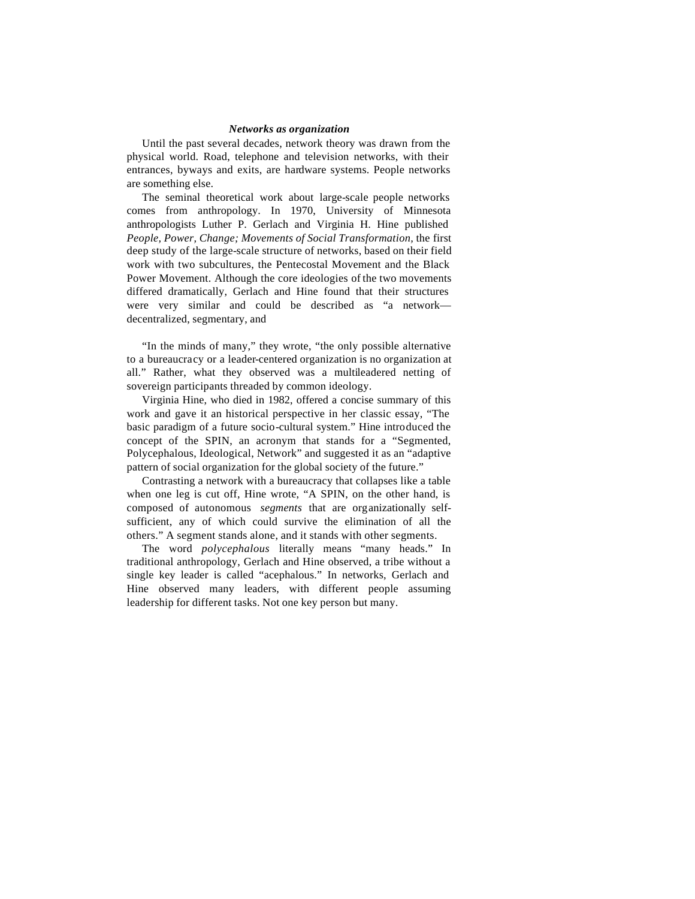### *Networks as organization*

Until the past several decades, network theory was drawn from the physical world. Road, telephone and television networks, with their entrances, byways and exits, are hardware systems. People networks are something else.

The seminal theoretical work about large-scale people networks comes from anthropology. In 1970, University of Minnesota anthropologists Luther P. Gerlach and Virginia H. Hine published *People, Power, Change; Movements of Social Transformation*, the first deep study of the large-scale structure of networks, based on their field work with two subcultures, the Pentecostal Movement and the Black Power Movement. Although the core ideologies of the two movements differed dramatically, Gerlach and Hine found that their structures were very similar and could be described as "a network—decentralized, segmentary, and

"In the minds of many," they wrote, "the only possible alternative to a bureaucracy or a leader-centered organization is no organization at all." Rather, what they observed was a multileadered netting of sovereign participants threaded by common ideology.

Virginia Hine, who died in 1982, offered a concise summary of this work and gave it an historical perspective in her classic essay, "The basic paradigm of a future socio-cultural system." Hine introduced the concept of the SPIN, an acronym that stands for a "Segmented, Polycephalous, Ideological, Network" and suggested it as an "adaptive pattern of social organization for the global society of the future."

Contrasting a network with a bureaucracy that collapses like a table when one leg is cut off, Hine wrote, "A SPIN, on the other hand, is composed of autonomous *segments* that are organizationally self-sufficient, any of which could survive the elimination of all the others." A segment stands alone, and it stands with other segments.

The word *polycephalous* literally means "many heads." In traditional anthropology, Gerlach and Hine observed, a tribe without a single key leader is called "acephalous." In networks, Gerlach and Hine observed many leaders, with different people assuming leadership for different tasks. Not one key person but many.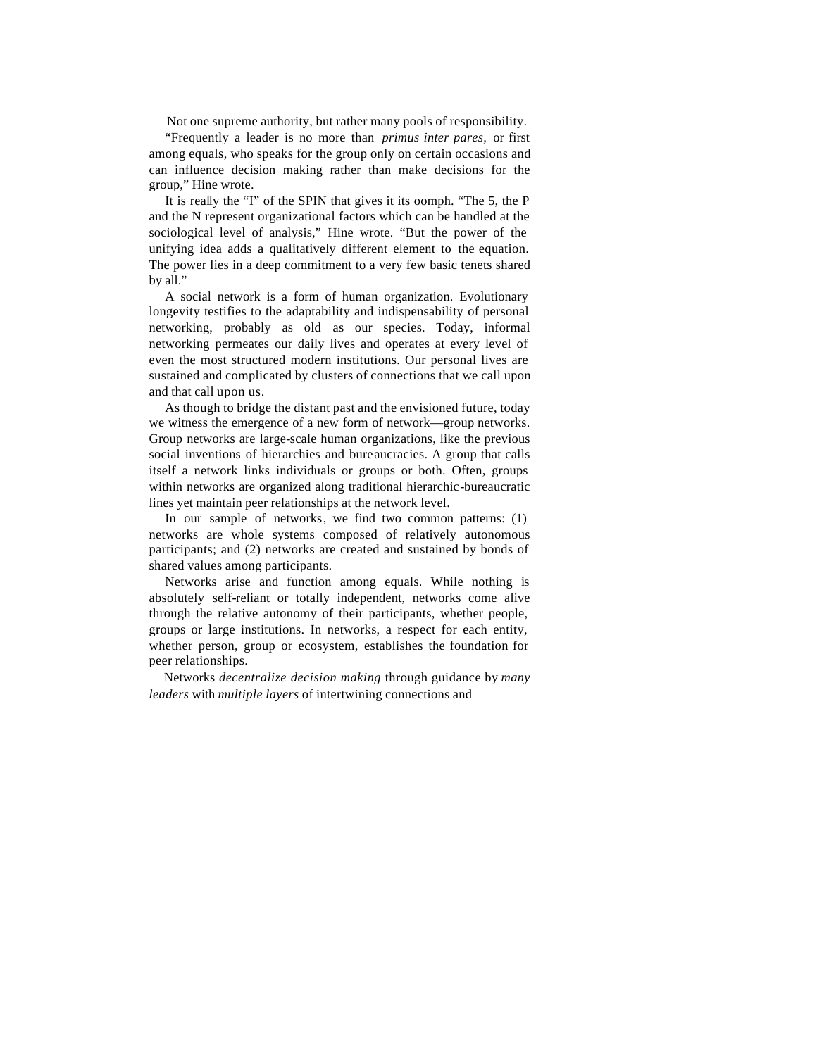Not one supreme authority, but rather many pools of responsibility.

"Frequently a leader is no more than *primus inter pares*, or first among equals, who speaks for the group only on certain occasions and can influence decision making rather than make decisions for the group," Hine wrote.

It is really the "I" of the SPIN that gives it its oomph. "The 5, the P and the N represent organizational factors which can be handled at the sociological level of analysis," Hine wrote. "But the power of the unifying idea adds a qualitatively different element to the equation. The power lies in a deep commitment to a very few basic tenets shared by all."

A social network is a form of human organization. Evolutionary longevity testifies to the adaptability and indispensability of personal networking, probably as old as our species. Today, informal networking permeates our daily lives and operates at every level of even the most structured modern institutions. Our personal lives are sustained and complicated by clusters of connections that we call upon and that call upon us.

As though to bridge the distant past and the envisioned future, today we witness the emergence of a new form of network—group networks. Group networks are large-scale human organizations, like the previous social inventions of hierarchies and bureaucracies. A group that calls itself a network links individuals or groups or both. Often, groups within networks are organized along traditional hierarchic-bureaucratic lines yet maintain peer relationships at the network level.

In our sample of networks, we find two common patterns: (1) networks are whole systems composed of relatively autonomous participants; and (2) networks are created and sustained by bonds of shared values among participants.

Networks arise and function among equals. While nothing is absolutely self-reliant or totally independent, networks come alive through the relative autonomy of their participants, whether people, groups or large institutions. In networks, a respect for each entity, whether person, group or ecosystem, establishes the foundation for peer relationships.

Networks *decentralize decision making* through guidance by *many leaders* with *multiple layers* of intertwining connections and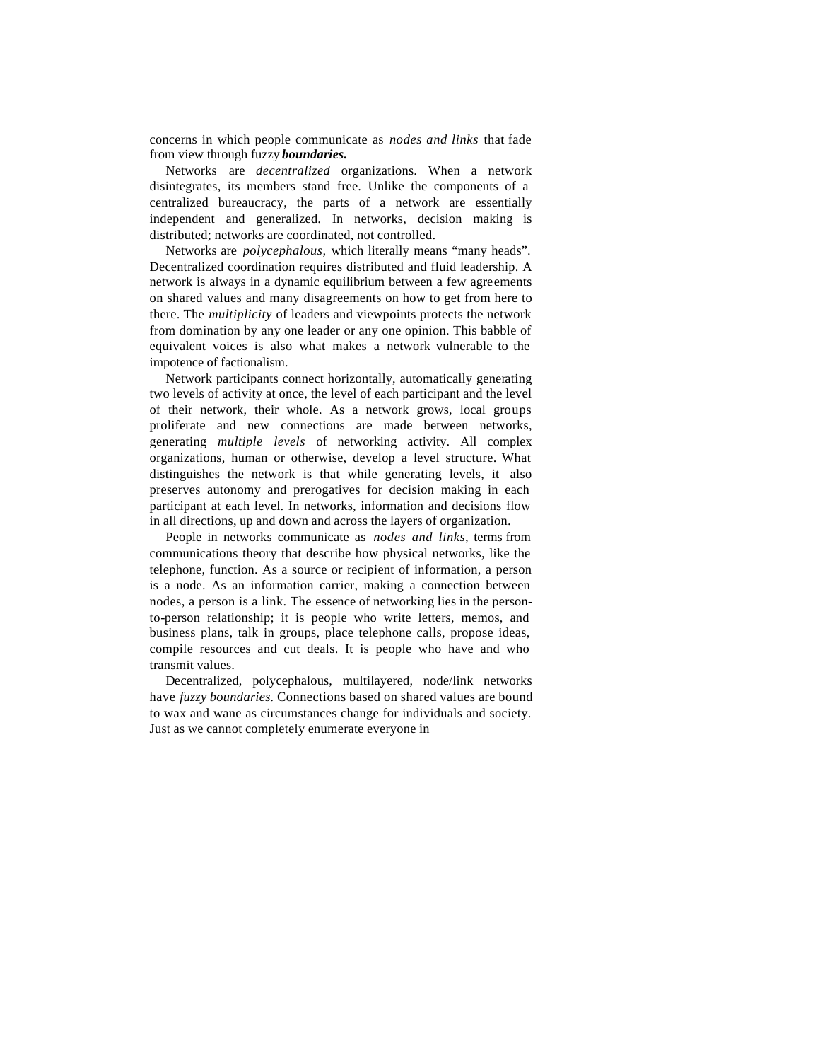concerns in which people communicate as *nodes and links* that fade from view through fuzzy ***boundaries.***

Networks are *decentralized* organizations. When a network disintegrates, its members stand free. Unlike the components of a centralized bureaucracy, the parts of a network are essentially independent and generalized. In networks, decision making is distributed; networks are coordinated, not controlled.

Networks are *polycephalous,* which literally means "many heads". Decentralized coordination requires distributed and fluid leadership. A network is always in a dynamic equilibrium between a few agreements on shared values and many disagreements on how to get from here to there. The *multiplicity* of leaders and viewpoints protects the network from domination by any one leader or any one opinion. This babble of equivalent voices is also what makes a network vulnerable to the impotence of factionalism.

Network participants connect horizontally, automatically generating two levels of activity at once, the level of each participant and the level of their network, their whole. As a network grows, local groups proliferate and new connections are made between networks, generating *multiple levels* of networking activity. All complex organizations, human or otherwise, develop a level structure. What distinguishes the network is that while generating levels, it also preserves autonomy and prerogatives for decision making in each participant at each level. In networks, information and decisions flow in all directions, up and down and across the layers of organization.

People in networks communicate as *nodes and links,* terms from communications theory that describe how physical networks, like the telephone, function. As a source or recipient of information, a person is a node. As an information carrier, making a connection between nodes, a person is a link. The essence of networking lies in the person-to-person relationship; it is people who write letters, memos, and business plans, talk in groups, place telephone calls, propose ideas, compile resources and cut deals. It is people who have and who transmit values.

Decentralized, polycephalous, multilayered, node/link networks have *fuzzy boundaries.* Connections based on shared values are bound to wax and wane as circumstances change for individuals and society. Just as we cannot completely enumerate everyone in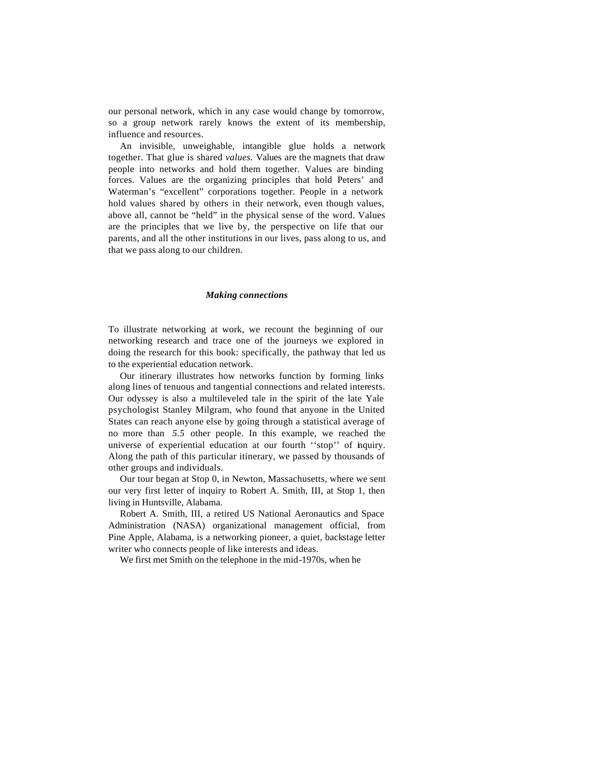our personal network, which in any case would change by tomorrow, so a group network rarely knows the extent of its membership, influence and resources.

An invisible, unweighable, intangible glue holds a network together. That glue is shared *values.* Values are the magnets that draw people into networks and hold them together. Values are binding forces. Values are the organizing principles that hold Peters' and Waterman's "excellent" corporations together. People in a network hold values shared by others in their network, even though values, above all, cannot be "held" in the physical sense of the word. Values are the principles that we live by, the perspective on life that our parents, and all the other institutions in our lives, pass along to us, and that we pass along to our children.

### *Making connections*

To illustrate networking at work, we recount the beginning of our networking research and trace one of the journeys we explored in doing the research for this book: specifically, the pathway that led us to the experiential education network.

Our itinerary illustrates how networks function by forming links along lines of tenuous and tangential connections and related interests. Our odyssey is also a multileveled tale in the spirit of the late Yale psychologist Stanley Milgram, who found that anyone in the United States can reach anyone else by going through a statistical average of no more than *5.5* other people. In this example, we reached the universe of experiential education at our fourth ''stop'' of inquiry. Along the path of this particular itinerary, we passed by thousands of other groups and individuals.

Our tour began at Stop 0, in Newton, Massachusetts, where we sent our very first letter of inquiry to Robert A. Smith, III, at Stop 1, then living in Huntsville, Alabama.

Robert A. Smith, III, a retired US National Aeronautics and Space Administration (NASA) organizational management official, from Pine Apple, Alabama, is a networking pioneer, a quiet, backstage letter writer who connects people of like interests and ideas.

We first met Smith on the telephone in the mid-1970s, when he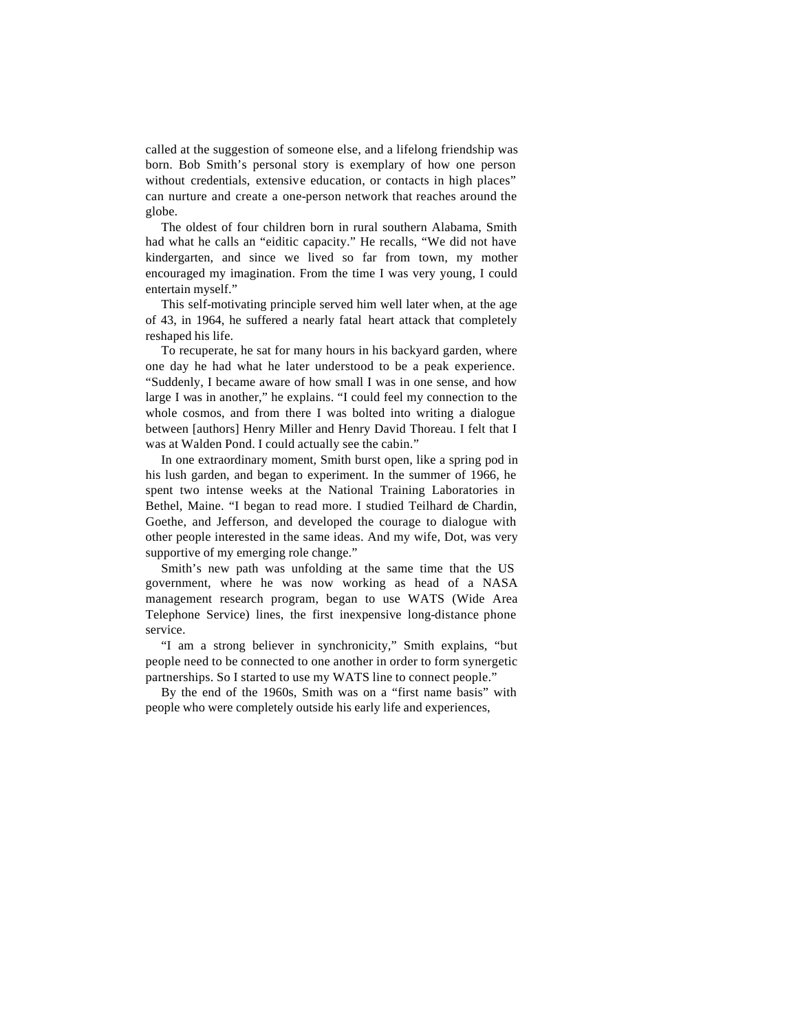called at the suggestion of someone else, and a lifelong friendship was born. Bob Smith's personal story is exemplary of how one person without credentials, extensive education, or contacts in high places" can nurture and create a one-person network that reaches around the globe.

The oldest of four children born in rural southern Alabama, Smith had what he calls an "eiditic capacity." He recalls, "We did not have kindergarten, and since we lived so far from town, my mother encouraged my imagination. From the time I was very young, I could entertain myself."

This self-motivating principle served him well later when, at the age of 43, in 1964, he suffered a nearly fatal heart attack that completely reshaped his life.

To recuperate, he sat for many hours in his backyard garden, where one day he had what he later understood to be a peak experience. "Suddenly, I became aware of how small I was in one sense, and how large I was in another," he explains. "I could feel my connection to the whole cosmos, and from there I was bolted into writing a dialogue between [authors] Henry Miller and Henry David Thoreau. I felt that I was at Walden Pond. I could actually see the cabin."

In one extraordinary moment, Smith burst open, like a spring pod in his lush garden, and began to experiment. In the summer of 1966, he spent two intense weeks at the National Training Laboratories in Bethel, Maine. "I began to read more. I studied Teilhard de Chardin, Goethe, and Jefferson, and developed the courage to dialogue with other people interested in the same ideas. And my wife, Dot, was very supportive of my emerging role change."

Smith's new path was unfolding at the same time that the US government, where he was now working as head of a NASA management research program, began to use WATS (Wide Area Telephone Service) lines, the first inexpensive long-distance phone service.

"I am a strong believer in synchronicity," Smith explains, "but people need to be connected to one another in order to form synergetic partnerships. So I started to use my WATS line to connect people."

By the end of the 1960s, Smith was on a "first name basis" with people who were completely outside his early life and experiences,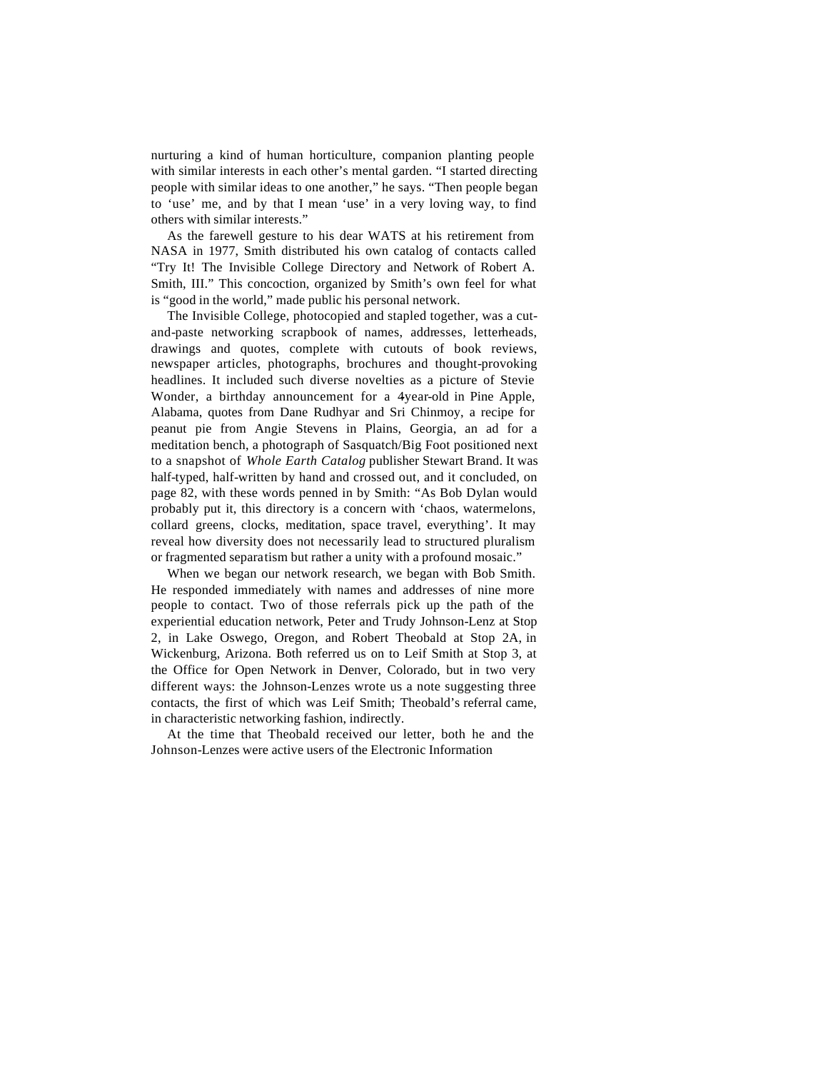nurturing a kind of human horticulture, companion planting people with similar interests in each other's mental garden. "I started directing people with similar ideas to one another," he says. "Then people began to 'use' me, and by that I mean 'use' in a very loving way, to find others with similar interests."

As the farewell gesture to his dear WATS at his retirement from NASA in 1977, Smith distributed his own catalog of contacts called "Try It! The Invisible College Directory and Network of Robert A. Smith, III." This concoction, organized by Smith's own feel for what is "good in the world," made public his personal network.

The Invisible College, photocopied and stapled together, was a cut-and-paste networking scrapbook of names, addresses, letterheads, drawings and quotes, complete with cutouts of book reviews, newspaper articles, photographs, brochures and thought-provoking headlines. It included such diverse novelties as a picture of Stevie Wonder, a birthday announcement for a 4year-old in Pine Apple, Alabama, quotes from Dane Rudhyar and Sri Chinmoy, a recipe for peanut pie from Angie Stevens in Plains, Georgia, an ad for a meditation bench, a photograph of Sasquatch/Big Foot positioned next to a snapshot of *Whole Earth Catalog* publisher Stewart Brand. It was half-typed, half-written by hand and crossed out, and it concluded, on page 82, with these words penned in by Smith: "As Bob Dylan would probably put it, this directory is a concern with 'chaos, watermelons, collard greens, clocks, meditation, space travel, everything'. It may reveal how diversity does not necessarily lead to structured pluralism or fragmented separatism but rather a unity with a profound mosaic."

When we began our network research, we began with Bob Smith. He responded immediately with names and addresses of nine more people to contact. Two of those referrals pick up the path of the experiential education network, Peter and Trudy Johnson-Lenz at Stop 2, in Lake Oswego, Oregon, and Robert Theobald at Stop 2A, in Wickenburg, Arizona. Both referred us on to Leif Smith at Stop 3, at the Office for Open Network in Denver, Colorado, but in two very different ways: the Johnson-Lenzes wrote us a note suggesting three contacts, the first of which was Leif Smith; Theobald's referral came, in characteristic networking fashion, indirectly.

At the time that Theobald received our letter, both he and the Johnson-Lenzes were active users of the Electronic Information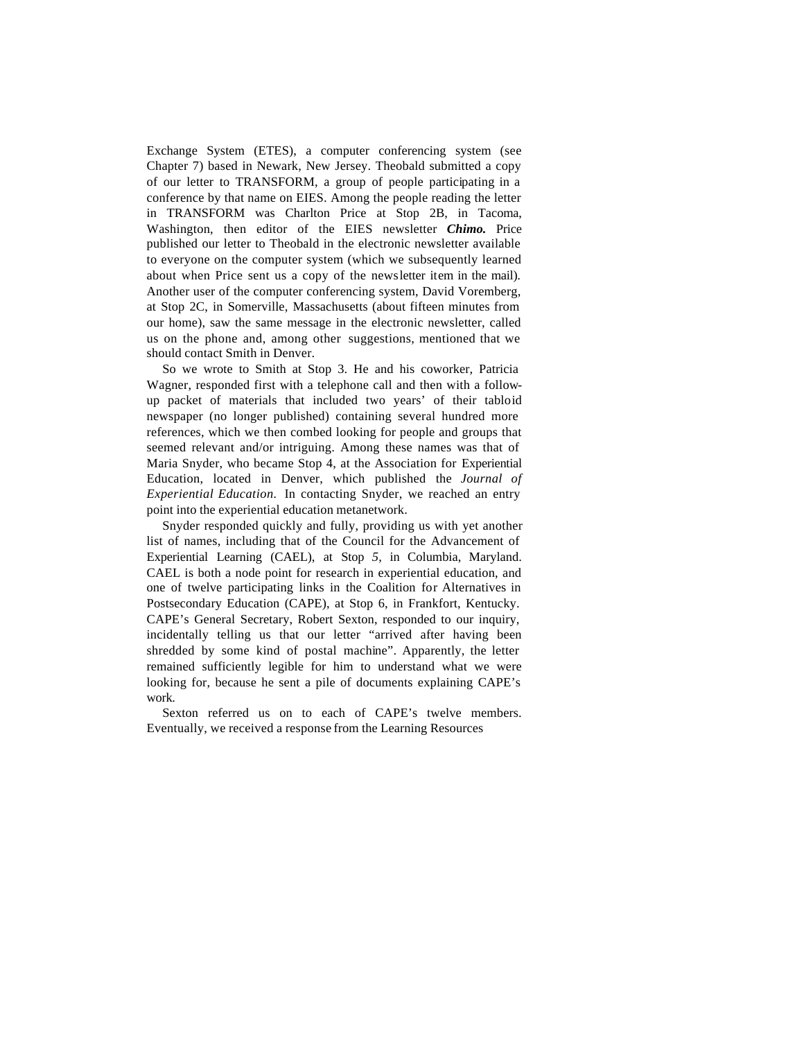Exchange System (ETES), a computer conferencing system (see Chapter 7) based in Newark, New Jersey. Theobald submitted a copy of our letter to TRANSFORM, a group of people participating in a conference by that name on EIES. Among the people reading the letter in TRANSFORM was Charlton Price at Stop 2B, in Tacoma, Washington, then editor of the EIES newsletter ***Chimo.*** Price published our letter to Theobald in the electronic newsletter available to everyone on the computer system (which we subsequently learned about when Price sent us a copy of the newsletter item in the mail). Another user of the computer conferencing system, David Voremberg, at Stop 2C, in Somerville, Massachusetts (about fifteen minutes from our home), saw the same message in the electronic newsletter, called us on the phone and, among other suggestions, mentioned that we should contact Smith in Denver.

So we wrote to Smith at Stop 3. He and his coworker, Patricia Wagner, responded first with a telephone call and then with a follow-up packet of materials that included two years' of their tabloid newspaper (no longer published) containing several hundred more references, which we then combed looking for people and groups that seemed relevant and/or intriguing. Among these names was that of Maria Snyder, who became Stop 4, at the Association for Experiential Education, located in Denver, which published the *Journal of Experiential Education.* In contacting Snyder, we reached an entry point into the experiential education metanetwork.

Snyder responded quickly and fully, providing us with yet another list of names, including that of the Council for the Advancement of Experiential Learning (CAEL), at Stop *5,* in Columbia, Maryland. CAEL is both a node point for research in experiential education, and one of twelve participating links in the Coalition for Alternatives in Postsecondary Education (CAPE), at Stop 6, in Frankfort, Kentucky. CAPE's General Secretary, Robert Sexton, responded to our inquiry, incidentally telling us that our letter "arrived after having been shredded by some kind of postal machine". Apparently, the letter remained sufficiently legible for him to understand what we were looking for, because he sent a pile of documents explaining CAPE's work.

Sexton referred us on to each of CAPE's twelve members. Eventually, we received a response from the Learning Resources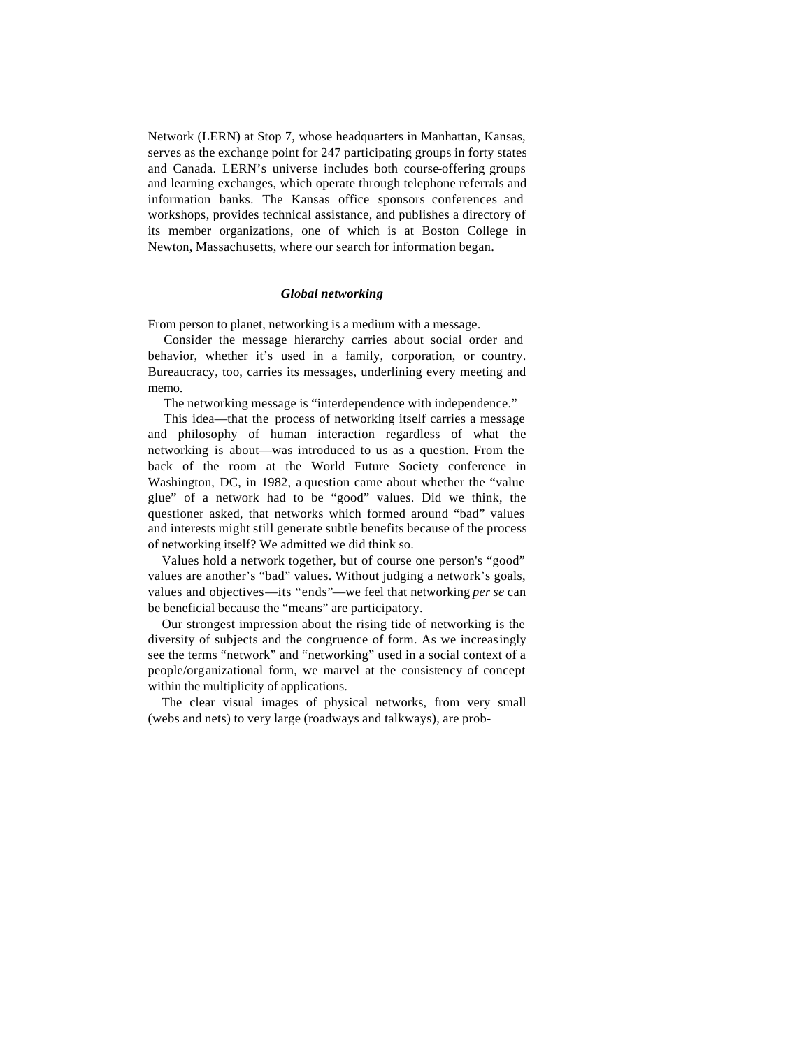Network (LERN) at Stop 7, whose headquarters in Manhattan, Kansas, serves as the exchange point for 247 participating groups in forty states and Canada. LERN's universe includes both course-offering groups and learning exchanges, which operate through telephone referrals and information banks. The Kansas office sponsors conferences and workshops, provides technical assistance, and publishes a directory of its member organizations, one of which is at Boston College in Newton, Massachusetts, where our search for information began.

### *Global networking*

From person to planet, networking is a medium with a message.

Consider the message hierarchy carries about social order and behavior, whether it's used in a family, corporation, or country. Bureaucracy, too, carries its messages, underlining every meeting and memo.

The networking message is "interdependence with independence."

This idea—that the process of networking itself carries a message and philosophy of human interaction regardless of what the networking is about—was introduced to us as a question. From the back of the room at the World Future Society conference in Washington, DC, in 1982, a question came about whether the "value glue" of a network had to be "good" values. Did we think, the questioner asked, that networks which formed around "bad" values and interests might still generate subtle benefits because of the process of networking itself? We admitted we did think so.

Values hold a network together, but of course one person's "good" values are another's "bad" values. Without judging a network's goals, values and objectives—its "ends"—we feel that networking *per se* can be beneficial because the "means" are participatory.

Our strongest impression about the rising tide of networking is the diversity of subjects and the congruence of form. As we increasingly see the terms "network" and "networking" used in a social context of a people/organizational form, we marvel at the consistency of concept within the multiplicity of applications.

The clear visual images of physical networks, from very small (webs and nets) to very large (roadways and talkways), are prob-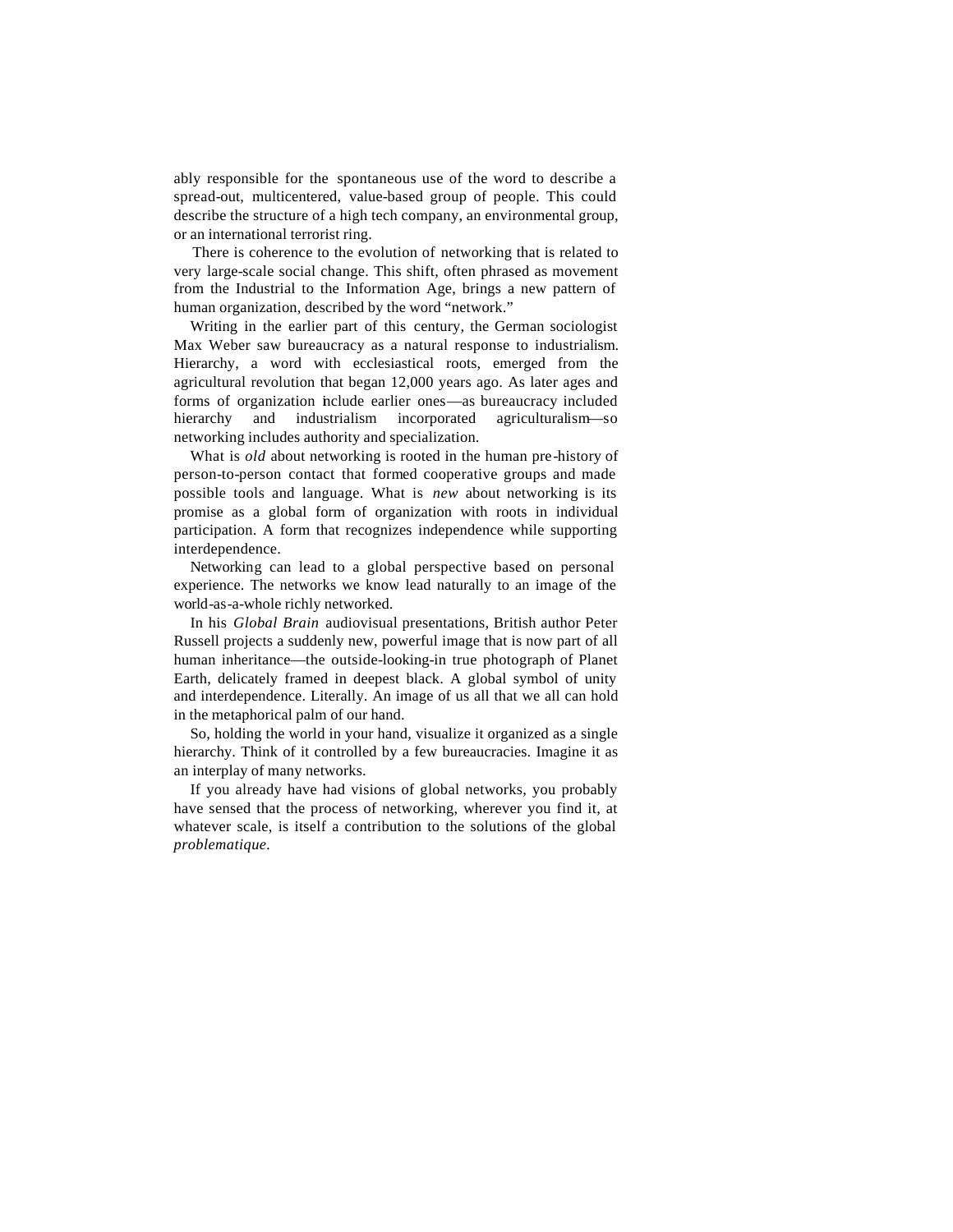ably responsible for the spontaneous use of the word to describe a spread-out, multicentered, value-based group of people. This could describe the structure of a high tech company, an environmental group, or an international terrorist ring.

There is coherence to the evolution of networking that is related to very large-scale social change. This shift, often phrased as movement from the Industrial to the Information Age, brings a new pattern of human organization, described by the word "network."

Writing in the earlier part of this century, the German sociologist Max Weber saw bureaucracy as a natural response to industrialism. Hierarchy, a word with ecclesiastical roots, emerged from the agricultural revolution that began 12,000 years ago. As later ages and forms of organization include earlier ones—as bureaucracy included hierarchy and industrialism incorporated agriculturalism—so networking includes authority and specialization.

What is *old* about networking is rooted in the human pre-history of person-to-person contact that formed cooperative groups and made possible tools and language. What is *new* about networking is its promise as a global form of organization with roots in individual participation. A form that recognizes independence while supporting interdependence.

Networking can lead to a global perspective based on personal experience. The networks we know lead naturally to an image of the world-as-a-whole richly networked.

In his *Global Brain* audiovisual presentations, British author Peter Russell projects a suddenly new, powerful image that is now part of all human inheritance—the outside-looking-in true photograph of Planet Earth, delicately framed in deepest black. A global symbol of unity and interdependence. Literally. An image of us all that we all can hold in the metaphorical palm of our hand.

So, holding the world in your hand, visualize it organized as a single hierarchy. Think of it controlled by a few bureaucracies. Imagine it as an interplay of many networks.

If you already have had visions of global networks, you probably have sensed that the process of networking, wherever you find it, at whatever scale, is itself a contribution to the solutions of the global *problematique*.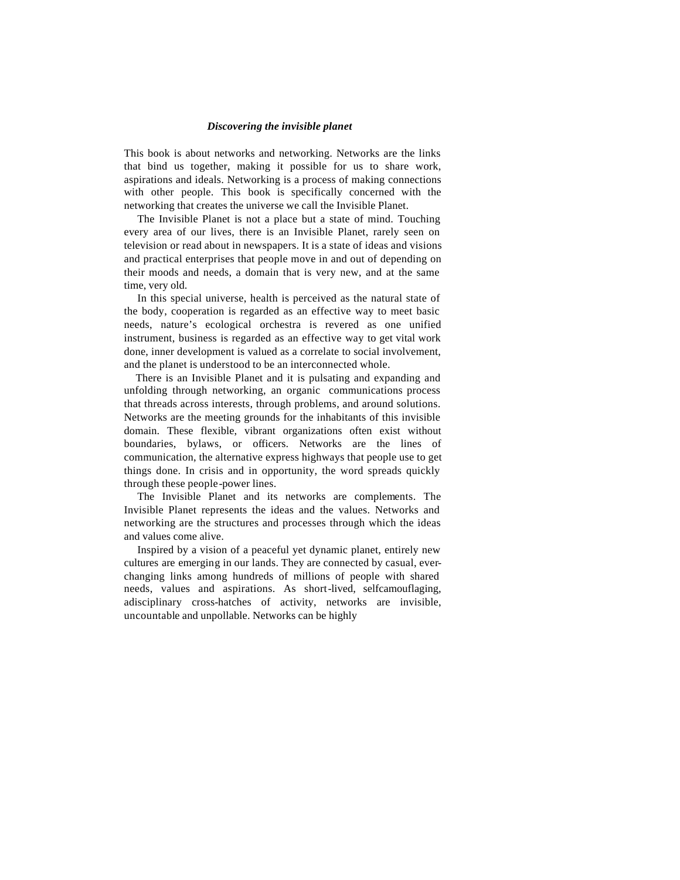### *Discovering the invisible planet*

This book is about networks and networking. Networks are the links that bind us together, making it possible for us to share work, aspirations and ideals. Networking is a process of making connections with other people. This book is specifically concerned with the networking that creates the universe we call the Invisible Planet.

The Invisible Planet is not a place but a state of mind. Touching every area of our lives, there is an Invisible Planet, rarely seen on television or read about in newspapers. It is a state of ideas and visions and practical enterprises that people move in and out of depending on their moods and needs, a domain that is very new, and at the same time, very old.

In this special universe, health is perceived as the natural state of the body, cooperation is regarded as an effective way to meet basic needs, nature's ecological orchestra is revered as one unified instrument, business is regarded as an effective way to get vital work done, inner development is valued as a correlate to social involvement, and the planet is understood to be an interconnected whole.

There is an Invisible Planet and it is pulsating and expanding and unfolding through networking, an organic communications process that threads across interests, through problems, and around solutions. Networks are the meeting grounds for the inhabitants of this invisible domain. These flexible, vibrant organizations often exist without boundaries, bylaws, or officers. Networks are the lines of communication, the alternative express highways that people use to get things done. In crisis and in opportunity, the word spreads quickly through these people-power lines.

The Invisible Planet and its networks are complements. The Invisible Planet represents the ideas and the values. Networks and networking are the structures and processes through which the ideas and values come alive.

Inspired by a vision of a peaceful yet dynamic planet, entirely new cultures are emerging in our lands. They are connected by casual, ever-changing links among hundreds of millions of people with shared needs, values and aspirations. As short-lived, selfcamouflaging, adisciplinary cross-hatches of activity, networks are invisible, uncountable and unpollable. Networks can be highly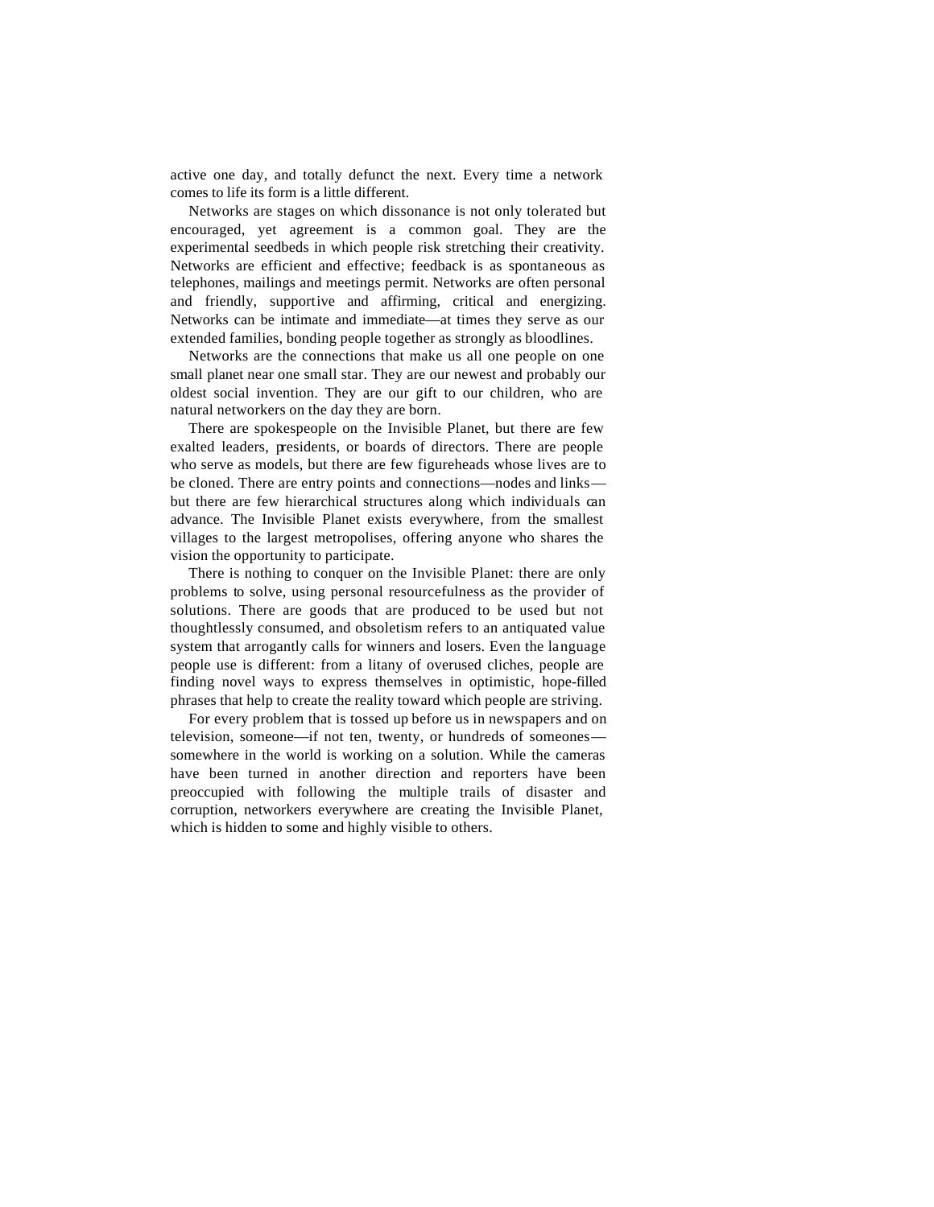active one day, and totally defunct the next. Every time a network comes to life its form is a little different.

Networks are stages on which dissonance is not only tolerated but encouraged, yet agreement is a common goal. They are the experimental seedbeds in which people risk stretching their creativity. Networks are efficient and effective; feedback is as spontaneous as telephones, mailings and meetings permit. Networks are often personal and friendly, supportive and affirming, critical and energizing. Networks can be intimate and immediate—at times they serve as our extended families, bonding people together as strongly as bloodlines.

Networks are the connections that make us all one people on one small planet near one small star. They are our newest and probably our oldest social invention. They are our gift to our children, who are natural networkers on the day they are born.

There are spokespeople on the Invisible Planet, but there are few exalted leaders, presidents, or boards of directors. There are people who serve as models, but there are few figureheads whose lives are to be cloned. There are entry points and connections—nodes and links—but there are few hierarchical structures along which individuals can advance. The Invisible Planet exists everywhere, from the smallest villages to the largest metropolises, offering anyone who shares the vision the opportunity to participate.

There is nothing to conquer on the Invisible Planet: there are only problems to solve, using personal resourcefulness as the provider of solutions. There are goods that are produced to be used but not thoughtlessly consumed, and obsoletism refers to an antiquated value system that arrogantly calls for winners and losers. Even the language people use is different: from a litany of overused cliches, people are finding novel ways to express themselves in optimistic, hope-filled phrases that help to create the reality toward which people are striving.

For every problem that is tossed up before us in newspapers and on television, someone—if not ten, twenty, or hundreds of someones—somewhere in the world is working on a solution. While the cameras have been turned in another direction and reporters have been preoccupied with following the multiple trails of disaster and corruption, networkers everywhere are creating the Invisible Planet, which is hidden to some and highly visible to others.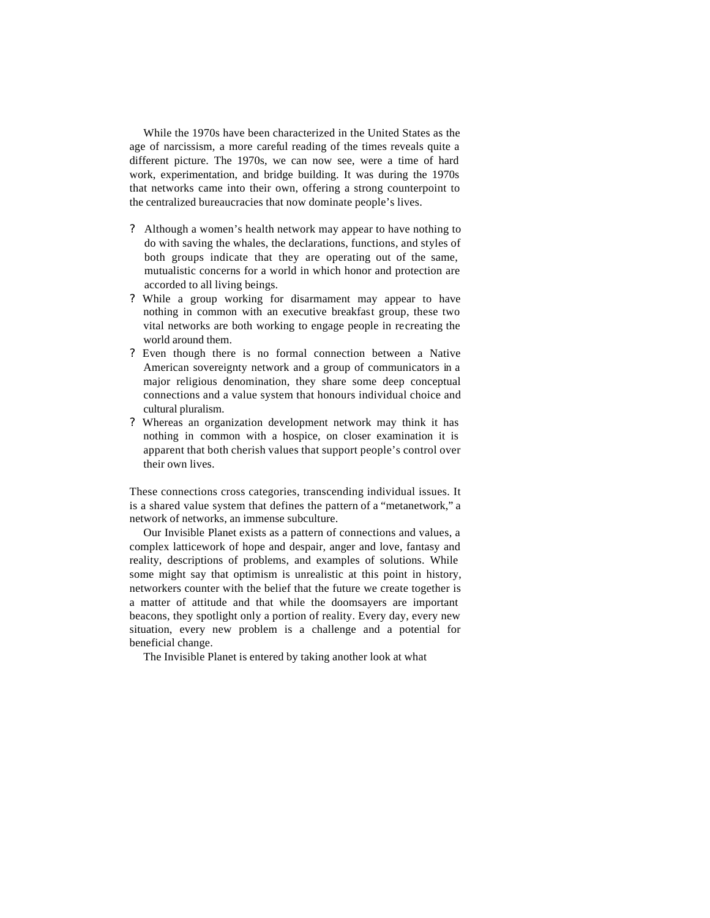While the 1970s have been characterized in the United States as the age of narcissism, a more careful reading of the times reveals quite a different picture. The 1970s, we can now see, were a time of hard work, experimentation, and bridge building. It was during the 1970s that networks came into their own, offering a strong counterpoint to the centralized bureaucracies that now dominate people's lives.

- Although a women's health network may appear to have nothing to do with saving the whales, the declarations, functions, and styles of both groups indicate that they are operating out of the same, mutualistic concerns for a world in which honor and protection are accorded to all living beings.
- While a group working for disarmament may appear to have nothing in common with an executive breakfast group, these two vital networks are both working to engage people in recreating the world around them.
- Even though there is no formal connection between a Native American sovereignty network and a group of communicators in a major religious denomination, they share some deep conceptual connections and a value system that honours individual choice and cultural pluralism.
- Whereas an organization development network may think it has nothing in common with a hospice, on closer examination it is apparent that both cherish values that support people's control over their own lives.

These connections cross categories, transcending individual issues. It is a shared value system that defines the pattern of a "metanetwork," a network of networks, an immense subculture.

Our Invisible Planet exists as a pattern of connections and values, a complex latticework of hope and despair, anger and love, fantasy and reality, descriptions of problems, and examples of solutions. While some might say that optimism is unrealistic at this point in history, networkers counter with the belief that the future we create together is a matter of attitude and that while the doomsayers are important beacons, they spotlight only a portion of reality. Every day, every new situation, every new problem is a challenge and a potential for beneficial change.

The Invisible Planet is entered by taking another look at what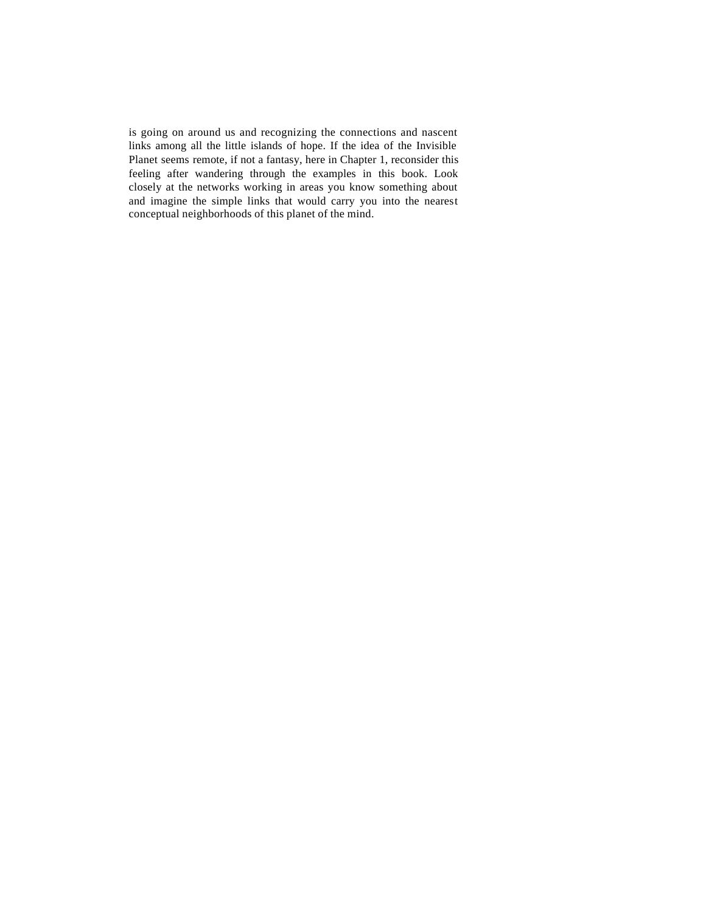is going on around us and recognizing the connections and nascent links among all the little islands of hope. If the idea of the Invisible Planet seems remote, if not a fantasy, here in Chapter 1, reconsider this feeling after wandering through the examples in this book. Look closely at the networks working in areas you know something about and imagine the simple links that would carry you into the nearest conceptual neighborhoods of this planet of the mind.